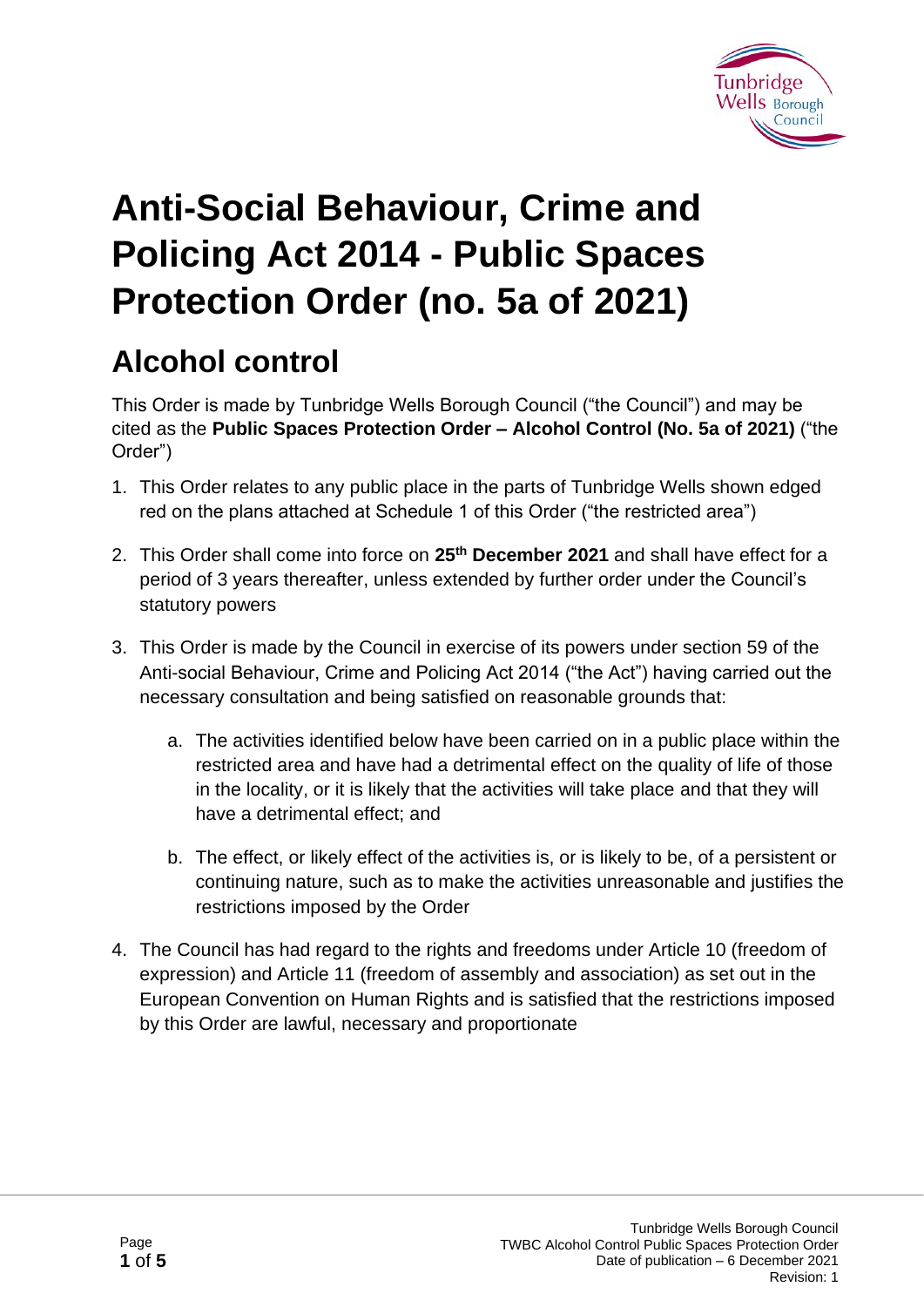# Anti-Social Behaviour, Crime and Policing Act 2014 - Public Spaces Protection Order (no. 5a of 2021)

## Alcohol control

This Order is made by Tunbridge Wells Borough Council ("the Council") and may be cited as the **Public Spaces Protection Order – Alcohol Control (No. 5a of 2021)** ("the Order")

1. This Order relates to any public place in the parts of Tunbridge Wells shown edged red on the plans attached at Schedule 1 of this Order ("the restricted area")

2. This Order shall come into force on **25th December 2021** and shall have effect for a period of 3 years thereafter, unless extended by further order under the Council's statutory powers

3. This Order is made by the Council in exercise of its powers under section 59 of the Anti-social Behaviour, Crime and Policing Act 2014 ("the Act") having carried out the necessary consultation and being satisfied on reasonable grounds that:

    a. The activities identified below have been carried on in a public place within the restricted area and have had a detrimental effect on the quality of life of those in the locality, or it is likely that the activities will take place and that they will have a detrimental effect; and

    b. The effect, or likely effect of the activities is, or is likely to be, of a persistent or continuing nature, such as to make the activities unreasonable and justifies the restrictions imposed by the Order

4. The Council has had regard to the rights and freedoms under Article 10 (freedom of expression) and Article 11 (freedom of assembly and association) as set out in the European Convention on Human Rights and is satisfied that the restrictions imposed by this Order are lawful, necessary and proportionate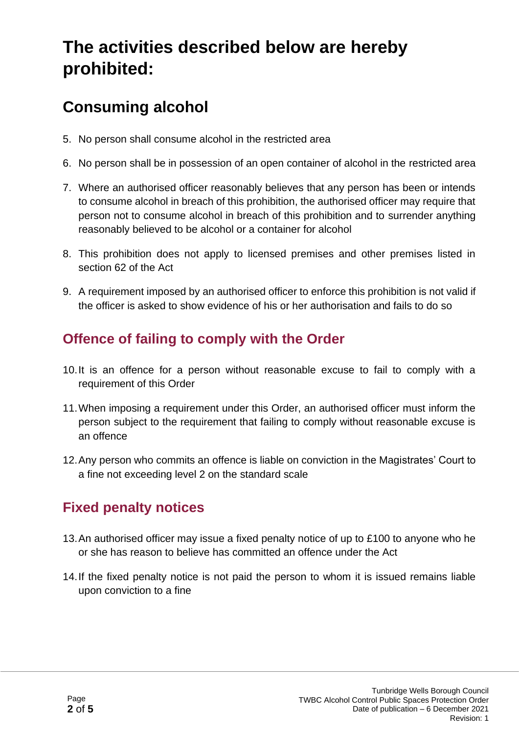# The activities described below are hereby prohibited:

## Consuming alcohol

5. No person shall consume alcohol in the restricted area
6. No person shall be in possession of an open container of alcohol in the restricted area
7. Where an authorised officer reasonably believes that any person has been or intends to consume alcohol in breach of this prohibition, the authorised officer may require that person not to consume alcohol in breach of this prohibition and to surrender anything reasonably believed to be alcohol or a container for alcohol
8. This prohibition does not apply to licensed premises and other premises listed in section 62 of the Act
9. A requirement imposed by an authorised officer to enforce this prohibition is not valid if the officer is asked to show evidence of his or her authorisation and fails to do so

### Offence of failing to comply with the Order

10. It is an offence for a person without reasonable excuse to fail to comply with a requirement of this Order
11. When imposing a requirement under this Order, an authorised officer must inform the person subject to the requirement that failing to comply without reasonable excuse is an offence
12. Any person who commits an offence is liable on conviction in the Magistrates' Court to a fine not exceeding level 2 on the standard scale

### Fixed penalty notices

13. An authorised officer may issue a fixed penalty notice of up to £100 to anyone who he or she has reason to believe has committed an offence under the Act
14. If the fixed penalty notice is not paid the person to whom it is issued remains liable upon conviction to a fine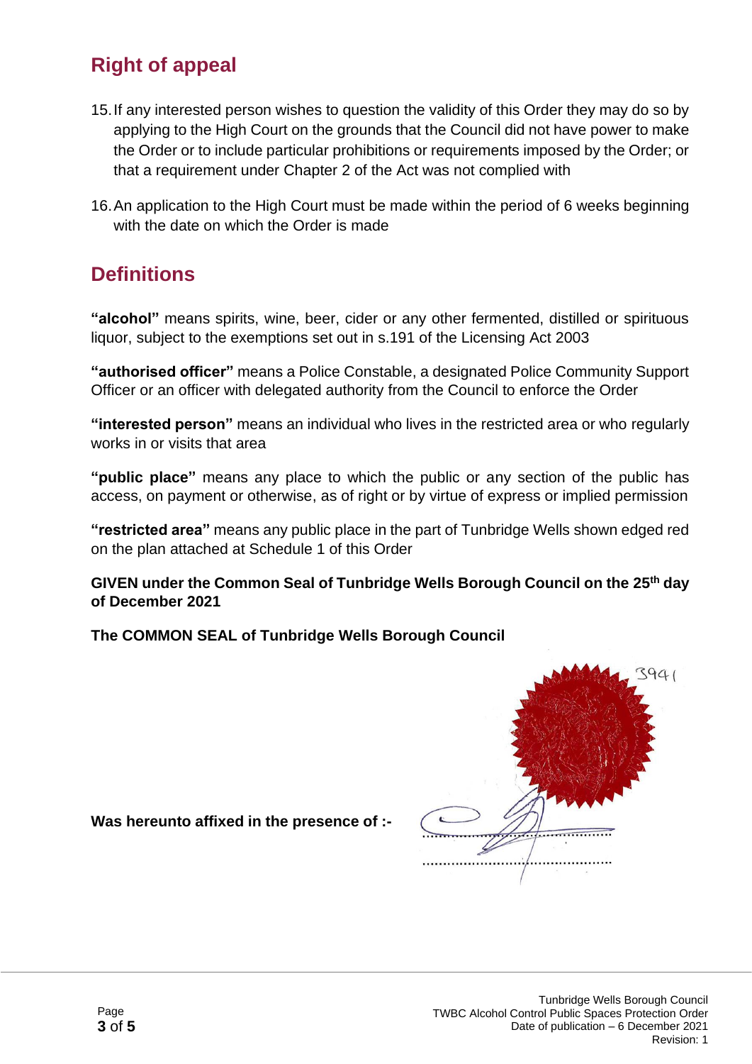## Right of appeal

15. If any interested person wishes to question the validity of this Order they may do so by applying to the High Court on the grounds that the Council did not have power to make the Order or to include particular prohibitions or requirements imposed by the Order; or that a requirement under Chapter 2 of the Act was not complied with

16. An application to the High Court must be made within the period of 6 weeks beginning with the date on which the Order is made

## Definitions

**"alcohol"** means spirits, wine, beer, cider or any other fermented, distilled or spirituous liquor, subject to the exemptions set out in s.191 of the Licensing Act 2003

**"authorised officer"** means a Police Constable, a designated Police Community Support Officer or an officer with delegated authority from the Council to enforce the Order

**"interested person"** means an individual who lives in the restricted area or who regularly works in or visits that area

**"public place"** means any place to which the public or any section of the public has access, on payment or otherwise, as of right or by virtue of express or implied permission

**"restricted area"** means any public place in the part of Tunbridge Wells shown edged red on the plan attached at Schedule 1 of this Order

**GIVEN under the Common Seal of Tunbridge Wells Borough Council on the 25th day of December 2021**

**The COMMON SEAL of Tunbridge Wells Borough Council**

3941

**Was hereunto affixed in the presence of :-**

……………………………………………

……………………………………………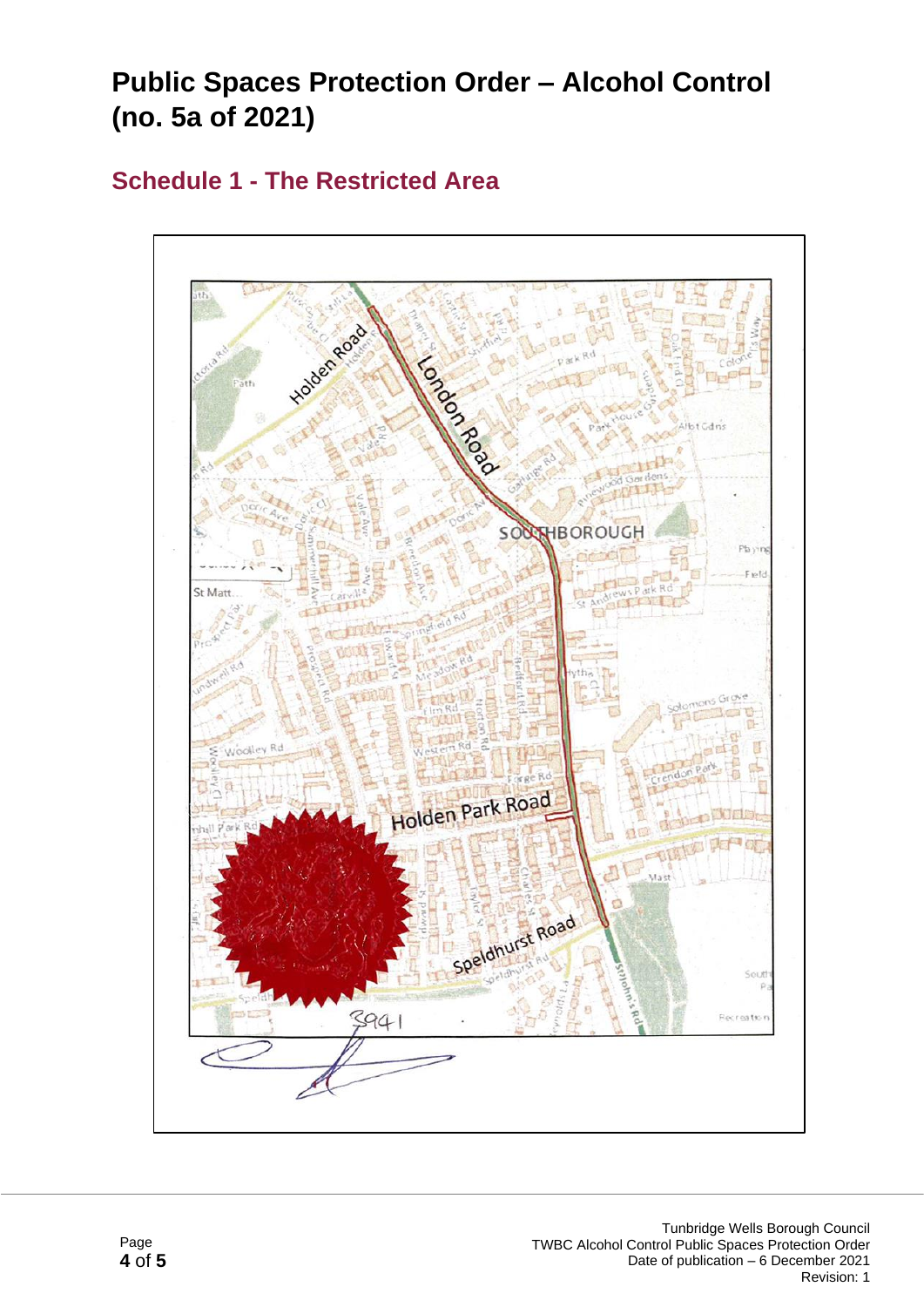# Public Spaces Protection Order – Alcohol Control (no. 5a of 2021)

## Schedule 1 - The Restricted Area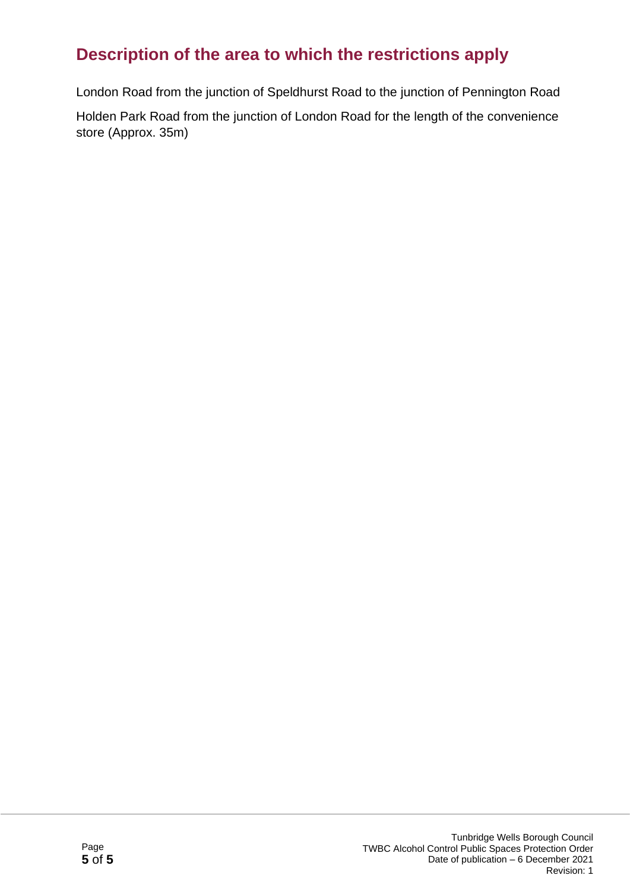## Description of the area to which the restrictions apply

London Road from the junction of Speldhurst Road to the junction of Pennington Road

Holden Park Road from the junction of London Road for the length of the convenience store (Approx. 35m)